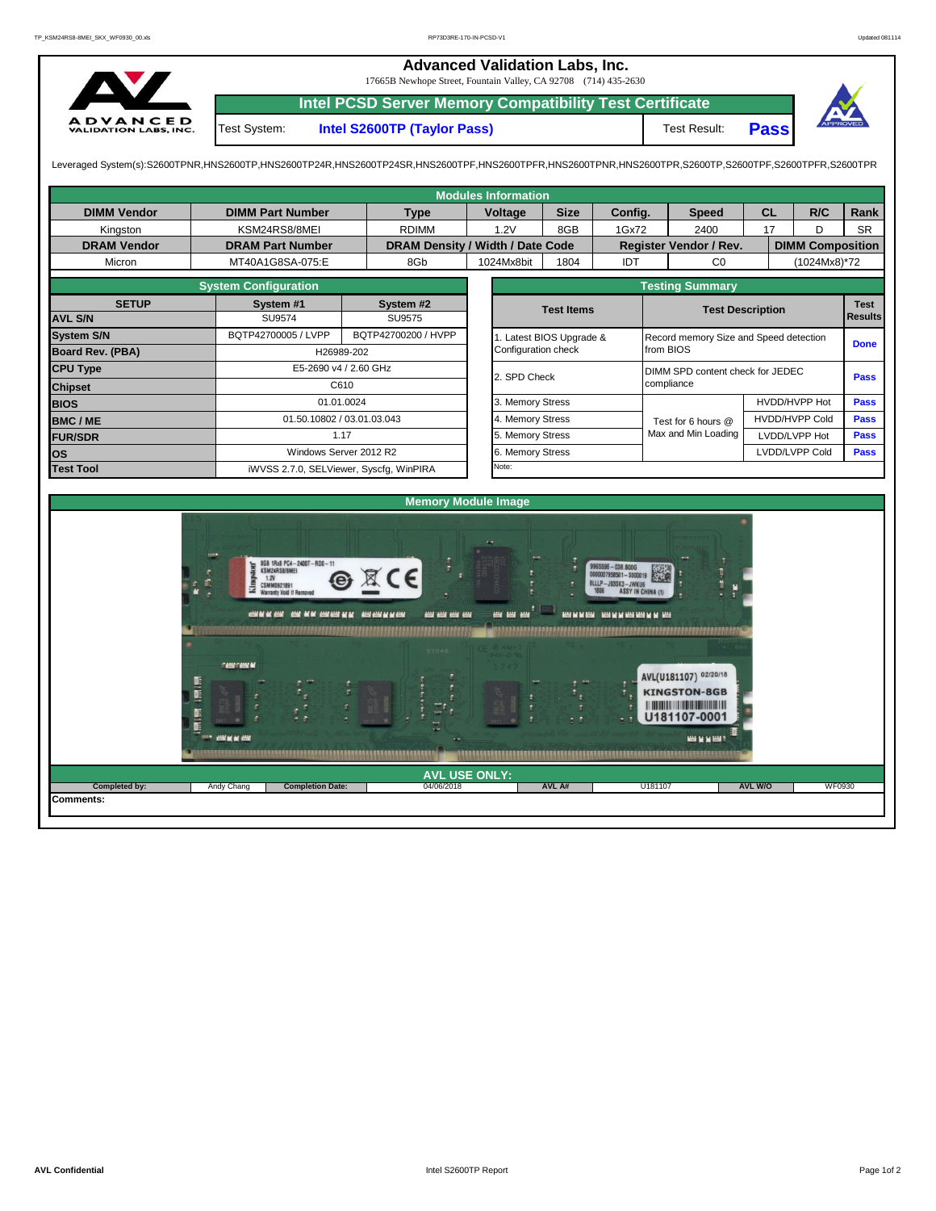# Advanced Validation Labs, Inc.

17665B Newhope Street, Fountain Valley, CA 92708 (714) 435-2630

## Intel PCSD Server Memory Compatibility Test Certificate

| Test System: | Intel S2600TP (Taylor Pass) | Test Result: | **Pass** |
|---|---|---|---|

Leveraged System(s):S2600TPNR,HNS2600TP,HNS2600TP24R,HNS2600TP24SR,HNS2600TPF,HNS2600TPFR,HNS2600TPNR,HNS2600TPR,S2600TP,S2600TPF,S2600TPFR,S2600TPR

### Modules Information

| DIMM Vendor | DIMM Part Number | Type | Voltage | Size | Config. | Speed | CL | R/C | Rank |
|---|---|---|---|---|---|---|---|---|---|
| Kingston | KSM24RS8/8MEI | RDIMM | 1.2V | 8GB | 1Gx72 | 2400 | 17 | D | SR |
| **DRAM Vendor** | **DRAM Part Number** | **DRAM Density / Width / Date Code** | | | **Register Vendor / Rev.** | | | **DIMM Composition** | |
| Micron | MT40A1G8SA-075:E | 8Gb | 1024Mx8bit | 1804 | IDT | C0 | | (1024Mx8)*72 | |

### System Configuration

| SETUP | System #1 | System #2 |
|---|---|---|
| AVL S/N | SU9574 | SU9575 |
| System S/N | BQTP42700005 / LVPP | BQTP42700200 / HVPP |
| Board Rev. (PBA) | H26989-202 | |
| CPU Type | E5-2690 v4 / 2.60 GHz | |
| Chipset | C610 | |
| BIOS | 01.01.0024 | |
| BMC / ME | 01.50.10802 / 03.01.03.043 | |
| FUR/SDR | 1.17 | |
| OS | Windows Server 2012 R2 | |
| Test Tool | iWVSS 2.7.0, SELViewer, Syscfg, WinPIRA | |

### Testing Summary

| Test Items | Test Description | | Test Results |
|---|---|---|---|
| 1. Latest BIOS Upgrade & Configuration check | Record memory Size and Speed detection from BIOS | | Done |
| 2. SPD Check | DIMM SPD content check for JEDEC compliance | | Pass |
| 3. Memory Stress | Test for 6 hours @ Max and Min Loading | HVDD/HVPP Hot | Pass |
| 4. Memory Stress | | HVDD/HVPP Cold | Pass |
| 5. Memory Stress | | LVDD/LVPP Hot | Pass |
| 6. Memory Stress | | LVDD/LVPP Cold | Pass |
| Note: | | | |

### Memory Module Image

### AVL USE ONLY:

| Completed by: | Andy Chang | Completion Date: | 04/06/2018 | AVL A#: | U181107 | AVL W/O | WF0930 |
|---|---|---|---|---|---|---|---|

**Comments:**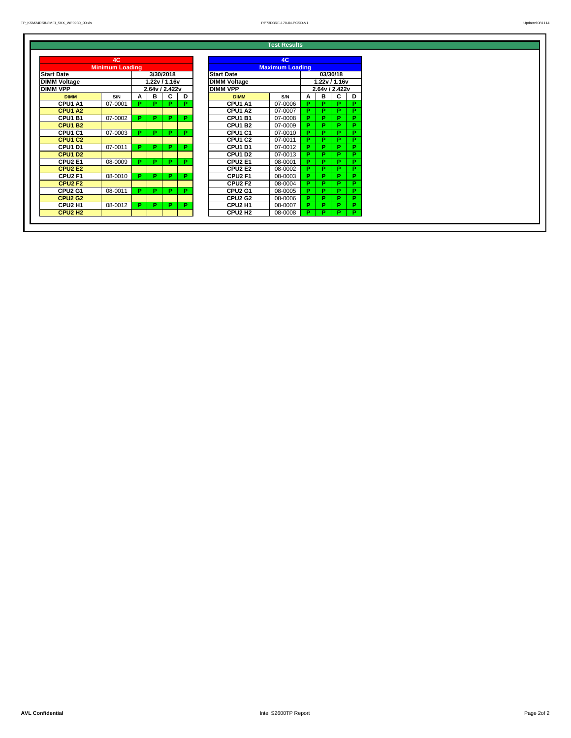## Test Results

| 4C Minimum Loading | | | | | |
|---|---|---|---|---|---|
| **Start Date** | | 3/30/2018 | | | |
| **DIMM Voltage** | | 1.22v / 1.16v | | | |
| **DIMM VPP** | | 2.64v / 2.422v | | | |
| **DIMM** | **S/N** | **A** | **B** | **C** | **D** |
| **CPU1 A1** | 07-0001 | P | P | P | P |
| **CPU1 A2** | | | | | |
| **CPU1 B1** | 07-0002 | P | P | P | P |
| **CPU1 B2** | | | | | |
| **CPU1 C1** | 07-0003 | P | P | P | P |
| **CPU1 C2** | | | | | |
| **CPU1 D1** | 07-0011 | P | P | P | P |
| **CPU1 D2** | | | | | |
| **CPU2 E1** | 08-0009 | P | P | P | P |
| **CPU2 E2** | | | | | |
| **CPU2 F1** | 08-0010 | P | P | P | P |
| **CPU2 F2** | | | | | |
| **CPU2 G1** | 08-0011 | P | P | P | P |
| **CPU2 G2** | | | | | |
| **CPU2 H1** | 08-0012 | P | P | P | P |
| **CPU2 H2** | | | | | |

| 4C Maximum Loading | | | | | |
|---|---|---|---|---|---|
| **Start Date** | | 03/30/18 | | | |
| **DIMM Voltage** | | 1.22v / 1.16v | | | |
| **DIMM VPP** | | 2.64v / 2.422v | | | |
| **DIMM** | **S/N** | **A** | **B** | **C** | **D** |
| **CPU1 A1** | 07-0006 | P | P | P | P |
| **CPU1 A2** | 07-0007 | P | P | P | P |
| **CPU1 B1** | 07-0008 | P | P | P | P |
| **CPU1 B2** | 07-0009 | P | P | P | P |
| **CPU1 C1** | 07-0010 | P | P | P | P |
| **CPU1 C2** | 07-0011 | P | P | P | P |
| **CPU1 D1** | 07-0012 | P | P | P | P |
| **CPU1 D2** | 07-0013 | P | P | P | P |
| **CPU2 E1** | 08-0001 | P | P | P | P |
| **CPU2 E2** | 08-0002 | P | P | P | P |
| **CPU2 F1** | 08-0003 | P | P | P | P |
| **CPU2 F2** | 08-0004 | P | P | P | P |
| **CPU2 G1** | 08-0005 | P | P | P | P |
| **CPU2 G2** | 08-0006 | P | P | P | P |
| **CPU2 H1** | 08-0007 | P | P | P | P |
| **CPU2 H2** | 08-0008 | P | P | P | P |